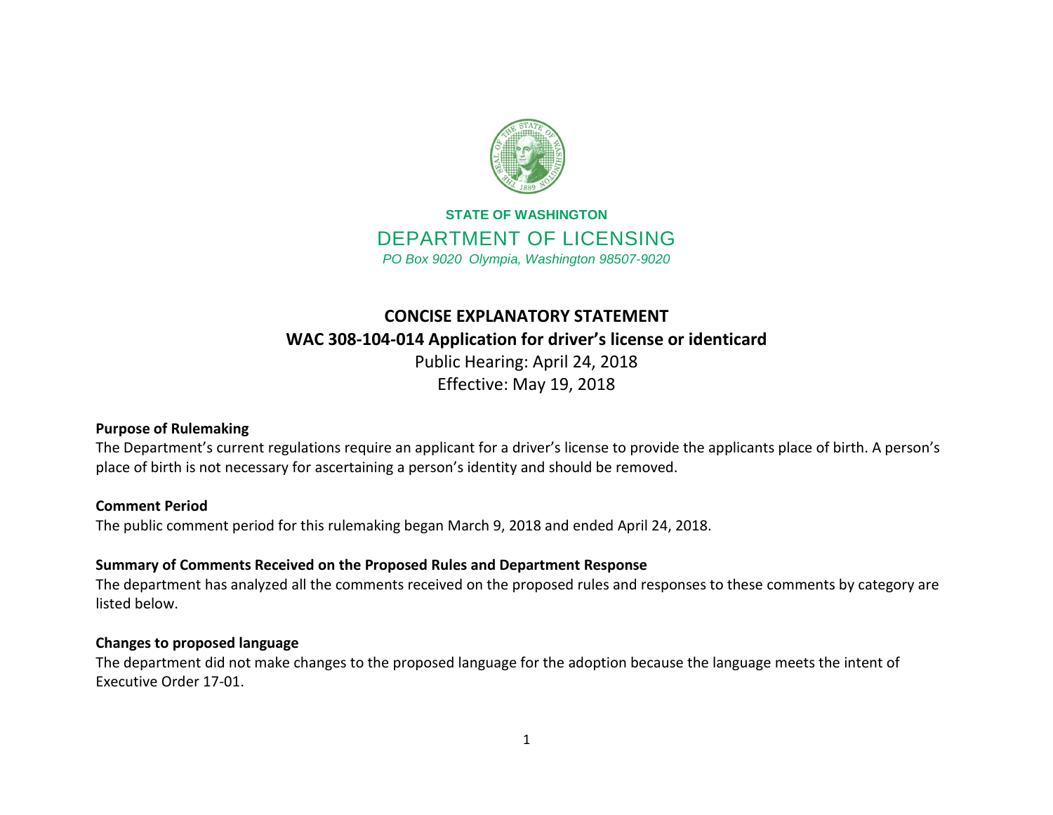**STATE OF WASHINGTON**

DEPARTMENT OF LICENSING

*PO Box 9020 Olympia, Washington 98507-9020*

# CONCISE EXPLANATORY STATEMENT

## WAC 308-104-014 Application for driver's license or identicard

Public Hearing: April 24, 2018

Effective: May 19, 2018

**Purpose of Rulemaking**

The Department's current regulations require an applicant for a driver's license to provide the applicants place of birth. A person's place of birth is not necessary for ascertaining a person's identity and should be removed.

**Comment Period**

The public comment period for this rulemaking began March 9, 2018 and ended April 24, 2018.

**Summary of Comments Received on the Proposed Rules and Department Response**

The department has analyzed all the comments received on the proposed rules and responses to these comments by category are listed below.

**Changes to proposed language**

The department did not make changes to the proposed language for the adoption because the language meets the intent of Executive Order 17-01.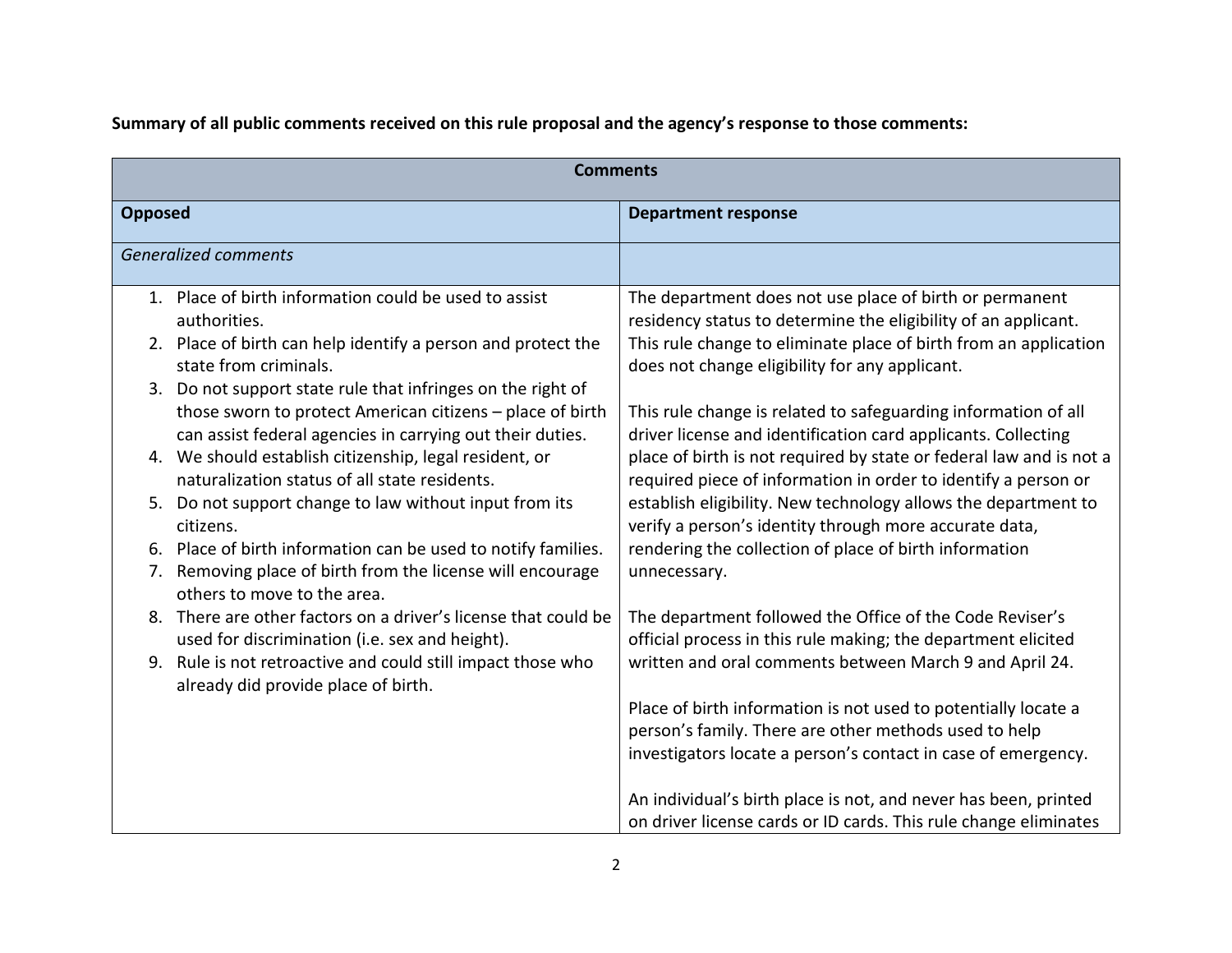**Summary of all public comments received on this rule proposal and the agency's response to those comments:**

| Comments | |
|---|---|
| **Opposed** | **Department response** |
| *Generalized comments* | |
| 1. Place of birth information could be used to assist authorities.<br>2. Place of birth can help identify a person and protect the state from criminals.<br>3. Do not support state rule that infringes on the right of those sworn to protect American citizens – place of birth can assist federal agencies in carrying out their duties.<br>4. We should establish citizenship, legal resident, or naturalization status of all state residents.<br>5. Do not support change to law without input from its citizens.<br>6. Place of birth information can be used to notify families.<br>7. Removing place of birth from the license will encourage others to move to the area.<br>8. There are other factors on a driver's license that could be used for discrimination (i.e. sex and height).<br>9. Rule is not retroactive and could still impact those who already did provide place of birth. | The department does not use place of birth or permanent residency status to determine the eligibility of an applicant. This rule change to eliminate place of birth from an application does not change eligibility for any applicant.<br><br>This rule change is related to safeguarding information of all driver license and identification card applicants. Collecting place of birth is not required by state or federal law and is not a required piece of information in order to identify a person or establish eligibility. New technology allows the department to verify a person's identity through more accurate data, rendering the collection of place of birth information unnecessary.<br><br>The department followed the Office of the Code Reviser's official process in this rule making; the department elicited written and oral comments between March 9 and April 24.<br><br>Place of birth information is not used to potentially locate a person's family. There are other methods used to help investigators locate a person's contact in case of emergency.<br><br>An individual's birth place is not, and never has been, printed on driver license cards or ID cards. This rule change eliminates |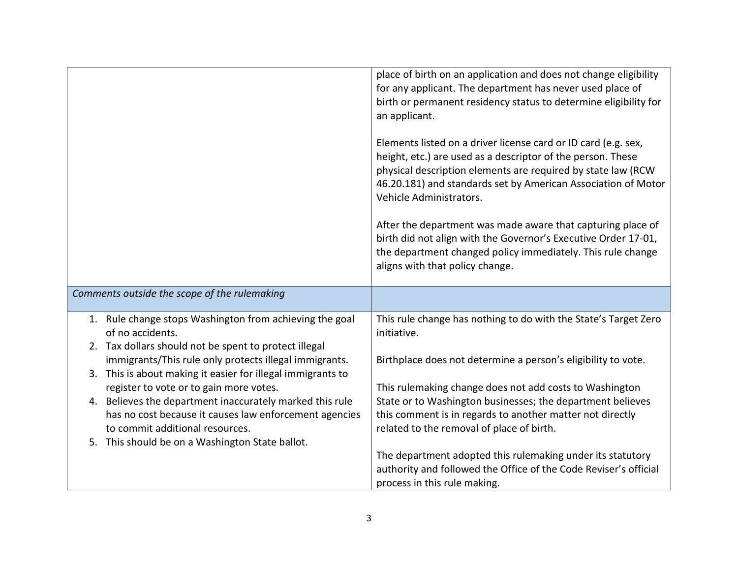| | |
|---|---|
| | place of birth on an application and does not change eligibility for any applicant. The department has never used place of birth or permanent residency status to determine eligibility for an applicant.<br><br>Elements listed on a driver license card or ID card (e.g. sex, height, etc.) are used as a descriptor of the person. These physical description elements are required by state law (RCW 46.20.181) and standards set by American Association of Motor Vehicle Administrators.<br><br>After the department was made aware that capturing place of birth did not align with the Governor's Executive Order 17-01, the department changed policy immediately. This rule change aligns with that policy change. |
| *Comments outside the scope of the rulemaking* | |
| 1. Rule change stops Washington from achieving the goal of no accidents.<br>2. Tax dollars should not be spent to protect illegal immigrants/This rule only protects illegal immigrants.<br>3. This is about making it easier for illegal immigrants to register to vote or to gain more votes.<br>4. Believes the department inaccurately marked this rule has no cost because it causes law enforcement agencies to commit additional resources.<br>5. This should be on a Washington State ballot. | This rule change has nothing to do with the State's Target Zero initiative.<br><br>Birthplace does not determine a person's eligibility to vote.<br><br>This rulemaking change does not add costs to Washington State or to Washington businesses; the department believes this comment is in regards to another matter not directly related to the removal of place of birth.<br><br>The department adopted this rulemaking under its statutory authority and followed the Office of the Code Reviser's official process in this rule making. |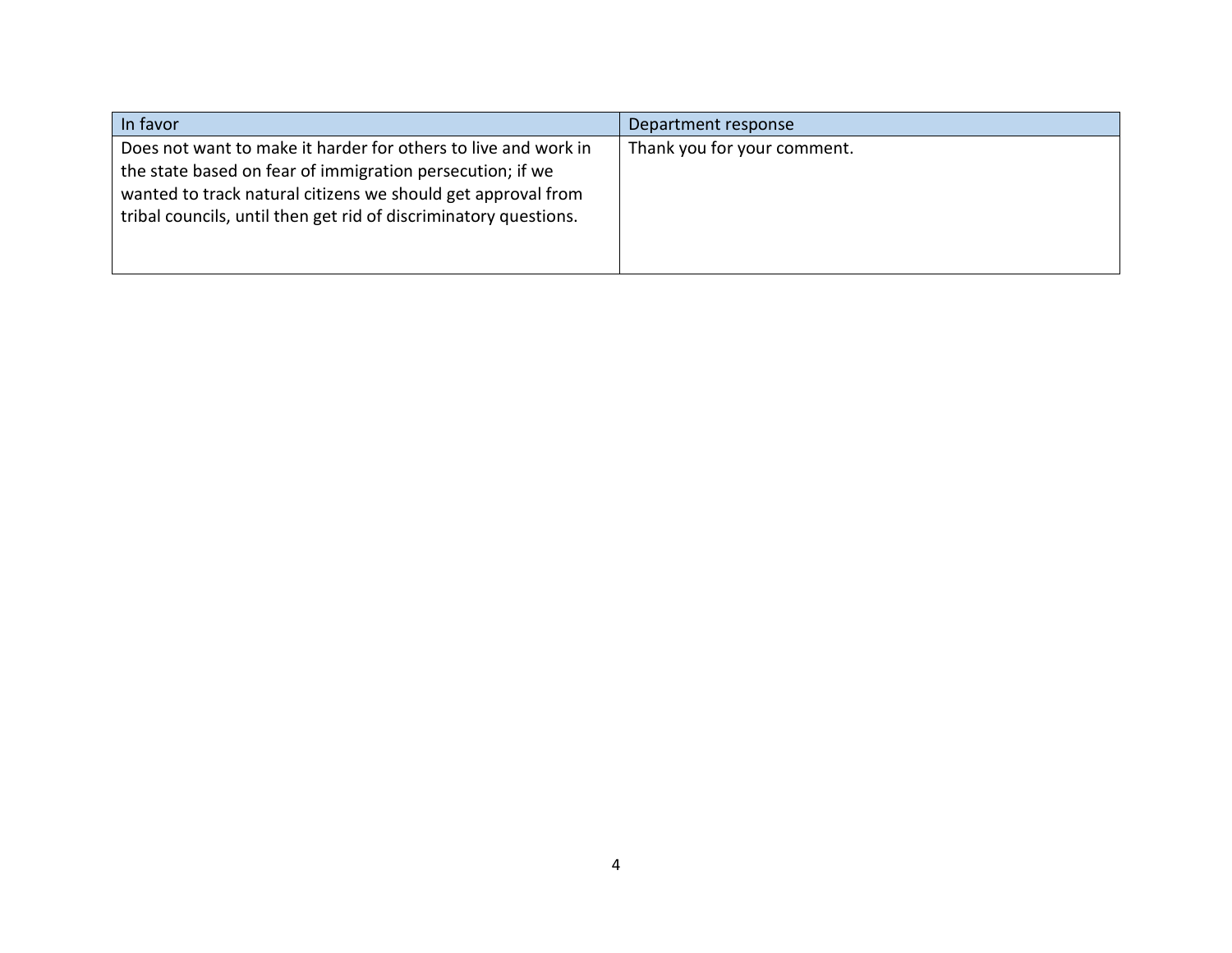| In favor | Department response |
|---|---|
| Does not want to make it harder for others to live and work in the state based on fear of immigration persecution; if we wanted to track natural citizens we should get approval from tribal councils, until then get rid of discriminatory questions. | Thank you for your comment. |